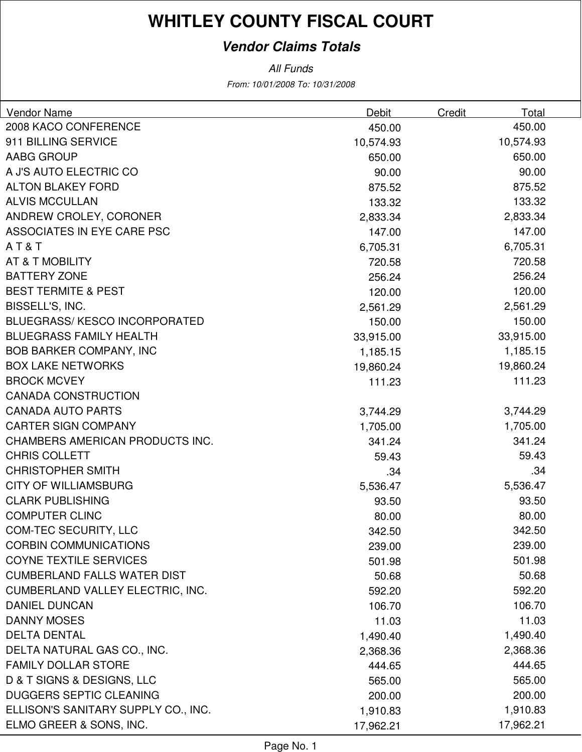# WHITLEY COUNTY FISCAL COURT

## *Vendor Claims Totals*

*All Funds*

*From: 10/01/2008 To: 10/31/2008*

| Vendor Name | Debit | Credit | Total |
|---|---|---|---|
| 2008 KACO CONFERENCE | 450.00 | | 450.00 |
| 911 BILLING SERVICE | 10,574.93 | | 10,574.93 |
| AABG GROUP | 650.00 | | 650.00 |
| A J'S AUTO ELECTRIC CO | 90.00 | | 90.00 |
| ALTON BLAKEY FORD | 875.52 | | 875.52 |
| ALVIS MCCULLAN | 133.32 | | 133.32 |
| ANDREW CROLEY, CORONER | 2,833.34 | | 2,833.34 |
| ASSOCIATES IN EYE CARE PSC | 147.00 | | 147.00 |
| A T & T | 6,705.31 | | 6,705.31 |
| AT & T MOBILITY | 720.58 | | 720.58 |
| BATTERY ZONE | 256.24 | | 256.24 |
| BEST TERMITE & PEST | 120.00 | | 120.00 |
| BISSELL'S, INC. | 2,561.29 | | 2,561.29 |
| BLUEGRASS/ KESCO INCORPORATED | 150.00 | | 150.00 |
| BLUEGRASS FAMILY HEALTH | 33,915.00 | | 33,915.00 |
| BOB BARKER COMPANY, INC | 1,185.15 | | 1,185.15 |
| BOX LAKE NETWORKS | 19,860.24 | | 19,860.24 |
| BROCK MCVEY | 111.23 | | 111.23 |
| CANADA CONSTRUCTION | | | |
| CANADA AUTO PARTS | 3,744.29 | | 3,744.29 |
| CARTER SIGN COMPANY | 1,705.00 | | 1,705.00 |
| CHAMBERS AMERICAN PRODUCTS INC. | 341.24 | | 341.24 |
| CHRIS COLLETT | 59.43 | | 59.43 |
| CHRISTOPHER SMITH | .34 | | .34 |
| CITY OF WILLIAMSBURG | 5,536.47 | | 5,536.47 |
| CLARK PUBLISHING | 93.50 | | 93.50 |
| COMPUTER CLINC | 80.00 | | 80.00 |
| COM-TEC SECURITY, LLC | 342.50 | | 342.50 |
| CORBIN COMMUNICATIONS | 239.00 | | 239.00 |
| COYNE TEXTILE SERVICES | 501.98 | | 501.98 |
| CUMBERLAND FALLS WATER DIST | 50.68 | | 50.68 |
| CUMBERLAND VALLEY ELECTRIC, INC. | 592.20 | | 592.20 |
| DANIEL DUNCAN | 106.70 | | 106.70 |
| DANNY MOSES | 11.03 | | 11.03 |
| DELTA DENTAL | 1,490.40 | | 1,490.40 |
| DELTA NATURAL GAS CO., INC. | 2,368.36 | | 2,368.36 |
| FAMILY DOLLAR STORE | 444.65 | | 444.65 |
| D & T SIGNS & DESIGNS, LLC | 565.00 | | 565.00 |
| DUGGERS SEPTIC CLEANING | 200.00 | | 200.00 |
| ELLISON'S SANITARY SUPPLY CO., INC. | 1,910.83 | | 1,910.83 |
| ELMO GREER & SONS, INC. | 17,962.21 | | 17,962.21 |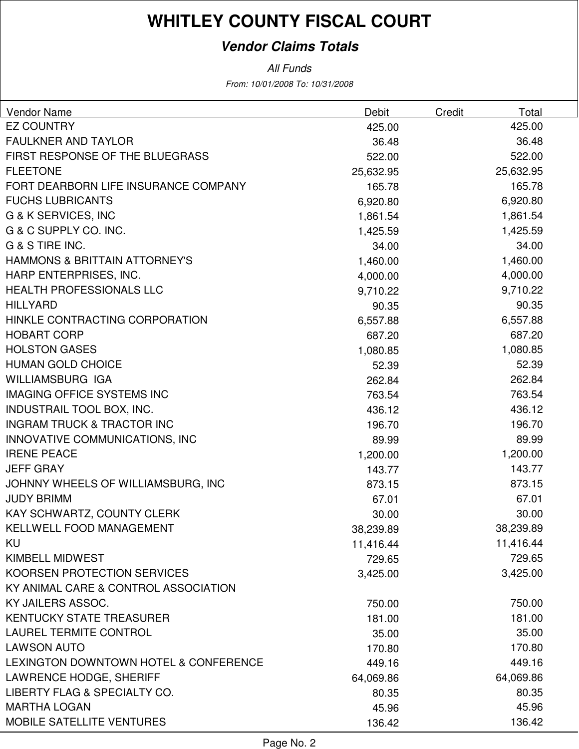# WHITLEY COUNTY FISCAL COURT

***Vendor Claims Totals***

*All Funds*

*From: 10/01/2008 To: 10/31/2008*

| Vendor Name | Debit | Credit | Total |
|---|---|---|---|
| EZ COUNTRY | 425.00 | | 425.00 |
| FAULKNER AND TAYLOR | 36.48 | | 36.48 |
| FIRST RESPONSE OF THE BLUEGRASS | 522.00 | | 522.00 |
| FLEETONE | 25,632.95 | | 25,632.95 |
| FORT DEARBORN LIFE INSURANCE COMPANY | 165.78 | | 165.78 |
| FUCHS LUBRICANTS | 6,920.80 | | 6,920.80 |
| G & K SERVICES, INC | 1,861.54 | | 1,861.54 |
| G & C SUPPLY CO. INC. | 1,425.59 | | 1,425.59 |
| G & S TIRE INC. | 34.00 | | 34.00 |
| HAMMONS & BRITTAIN ATTORNEY'S | 1,460.00 | | 1,460.00 |
| HARP ENTERPRISES, INC. | 4,000.00 | | 4,000.00 |
| HEALTH PROFESSIONALS LLC | 9,710.22 | | 9,710.22 |
| HILLYARD | 90.35 | | 90.35 |
| HINKLE CONTRACTING CORPORATION | 6,557.88 | | 6,557.88 |
| HOBART CORP | 687.20 | | 687.20 |
| HOLSTON GASES | 1,080.85 | | 1,080.85 |
| HUMAN GOLD CHOICE | 52.39 | | 52.39 |
| WILLIAMSBURG IGA | 262.84 | | 262.84 |
| IMAGING OFFICE SYSTEMS INC | 763.54 | | 763.54 |
| INDUSTRAIL TOOL BOX, INC. | 436.12 | | 436.12 |
| INGRAM TRUCK & TRACTOR INC | 196.70 | | 196.70 |
| INNOVATIVE COMMUNICATIONS, INC | 89.99 | | 89.99 |
| IRENE PEACE | 1,200.00 | | 1,200.00 |
| JEFF GRAY | 143.77 | | 143.77 |
| JOHNNY WHEELS OF WILLIAMSBURG, INC | 873.15 | | 873.15 |
| JUDY BRIMM | 67.01 | | 67.01 |
| KAY SCHWARTZ, COUNTY CLERK | 30.00 | | 30.00 |
| KELLWELL FOOD MANAGEMENT | 38,239.89 | | 38,239.89 |
| KU | 11,416.44 | | 11,416.44 |
| KIMBELL MIDWEST | 729.65 | | 729.65 |
| KOORSEN PROTECTION SERVICES | 3,425.00 | | 3,425.00 |
| KY ANIMAL CARE & CONTROL ASSOCIATION | | | |
| KY JAILERS ASSOC. | 750.00 | | 750.00 |
| KENTUCKY STATE TREASURER | 181.00 | | 181.00 |
| LAUREL TERMITE CONTROL | 35.00 | | 35.00 |
| LAWSON AUTO | 170.80 | | 170.80 |
| LEXINGTON DOWNTOWN HOTEL & CONFERENCE | 449.16 | | 449.16 |
| LAWRENCE HODGE, SHERIFF | 64,069.86 | | 64,069.86 |
| LIBERTY FLAG & SPECIALTY CO. | 80.35 | | 80.35 |
| MARTHA LOGAN | 45.96 | | 45.96 |
| MOBILE SATELLITE VENTURES | 136.42 | | 136.42 |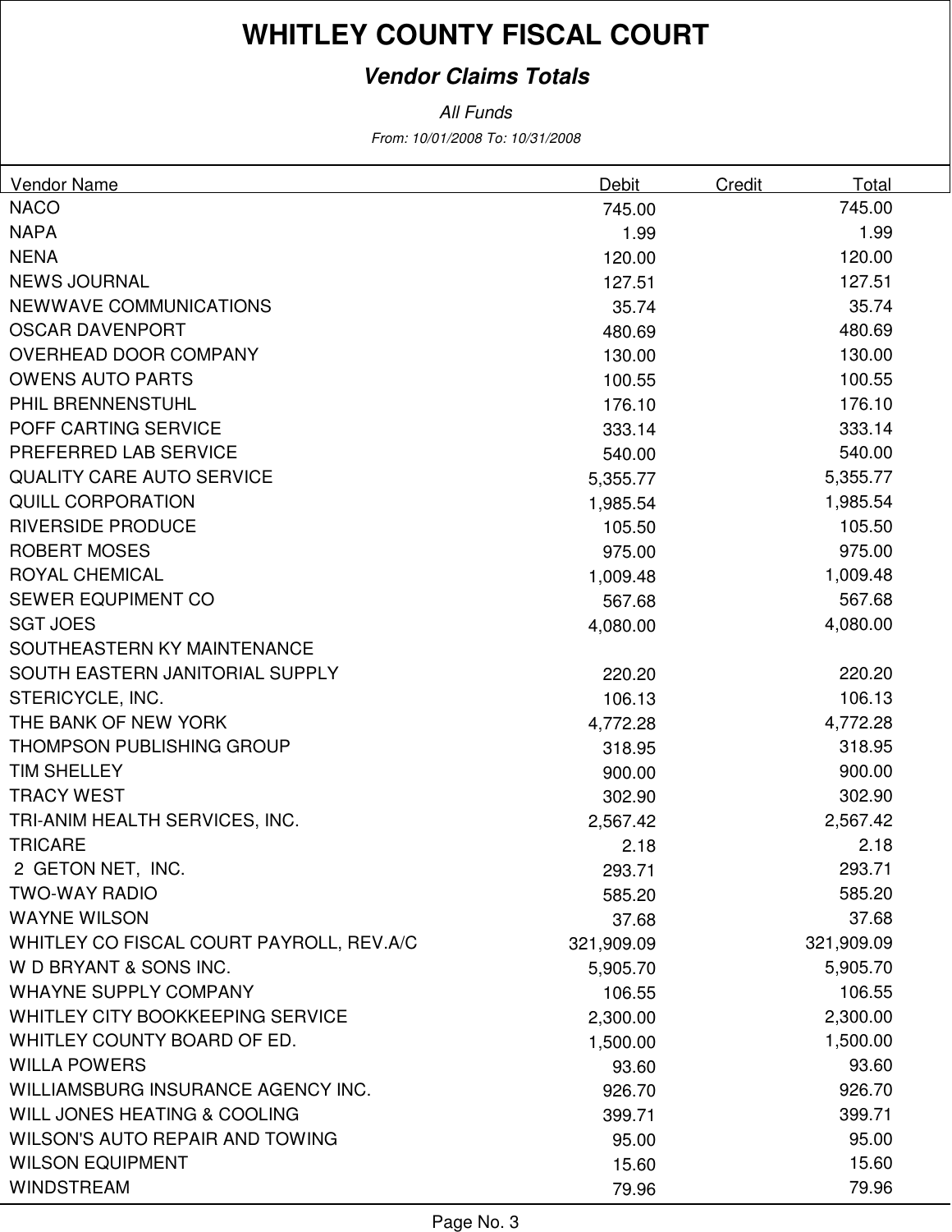# WHITLEY COUNTY FISCAL COURT

***Vendor Claims Totals***

*All Funds*

*From: 10/01/2008 To: 10/31/2008*

| Vendor Name | Debit | Credit | Total |
|---|---|---|---|
| NACO | 745.00 | | 745.00 |
| NAPA | 1.99 | | 1.99 |
| NENA | 120.00 | | 120.00 |
| NEWS JOURNAL | 127.51 | | 127.51 |
| NEWWAVE COMMUNICATIONS | 35.74 | | 35.74 |
| OSCAR DAVENPORT | 480.69 | | 480.69 |
| OVERHEAD DOOR COMPANY | 130.00 | | 130.00 |
| OWENS AUTO PARTS | 100.55 | | 100.55 |
| PHIL BRENNENSTUHL | 176.10 | | 176.10 |
| POFF CARTING SERVICE | 333.14 | | 333.14 |
| PREFERRED LAB SERVICE | 540.00 | | 540.00 |
| QUALITY CARE AUTO SERVICE | 5,355.77 | | 5,355.77 |
| QUILL CORPORATION | 1,985.54 | | 1,985.54 |
| RIVERSIDE PRODUCE | 105.50 | | 105.50 |
| ROBERT MOSES | 975.00 | | 975.00 |
| ROYAL CHEMICAL | 1,009.48 | | 1,009.48 |
| SEWER EQUPIMENT CO | 567.68 | | 567.68 |
| SGT JOES | 4,080.00 | | 4,080.00 |
| SOUTHEASTERN KY MAINTENANCE | | | |
| SOUTH EASTERN JANITORIAL SUPPLY | 220.20 | | 220.20 |
| STERICYCLE, INC. | 106.13 | | 106.13 |
| THE BANK OF NEW YORK | 4,772.28 | | 4,772.28 |
| THOMPSON PUBLISHING GROUP | 318.95 | | 318.95 |
| TIM SHELLEY | 900.00 | | 900.00 |
| TRACY WEST | 302.90 | | 302.90 |
| TRI-ANIM HEALTH SERVICES, INC. | 2,567.42 | | 2,567.42 |
| TRICARE | 2.18 | | 2.18 |
| 2 GETON NET, INC. | 293.71 | | 293.71 |
| TWO-WAY RADIO | 585.20 | | 585.20 |
| WAYNE WILSON | 37.68 | | 37.68 |
| WHITLEY CO FISCAL COURT PAYROLL, REV.A/C | 321,909.09 | | 321,909.09 |
| W D BRYANT & SONS INC. | 5,905.70 | | 5,905.70 |
| WHAYNE SUPPLY COMPANY | 106.55 | | 106.55 |
| WHITLEY CITY BOOKKEEPING SERVICE | 2,300.00 | | 2,300.00 |
| WHITLEY COUNTY BOARD OF ED. | 1,500.00 | | 1,500.00 |
| WILLA POWERS | 93.60 | | 93.60 |
| WILLIAMSBURG INSURANCE AGENCY INC. | 926.70 | | 926.70 |
| WILL JONES HEATING & COOLING | 399.71 | | 399.71 |
| WILSON'S AUTO REPAIR AND TOWING | 95.00 | | 95.00 |
| WILSON EQUIPMENT | 15.60 | | 15.60 |
| WINDSTREAM | 79.96 | | 79.96 |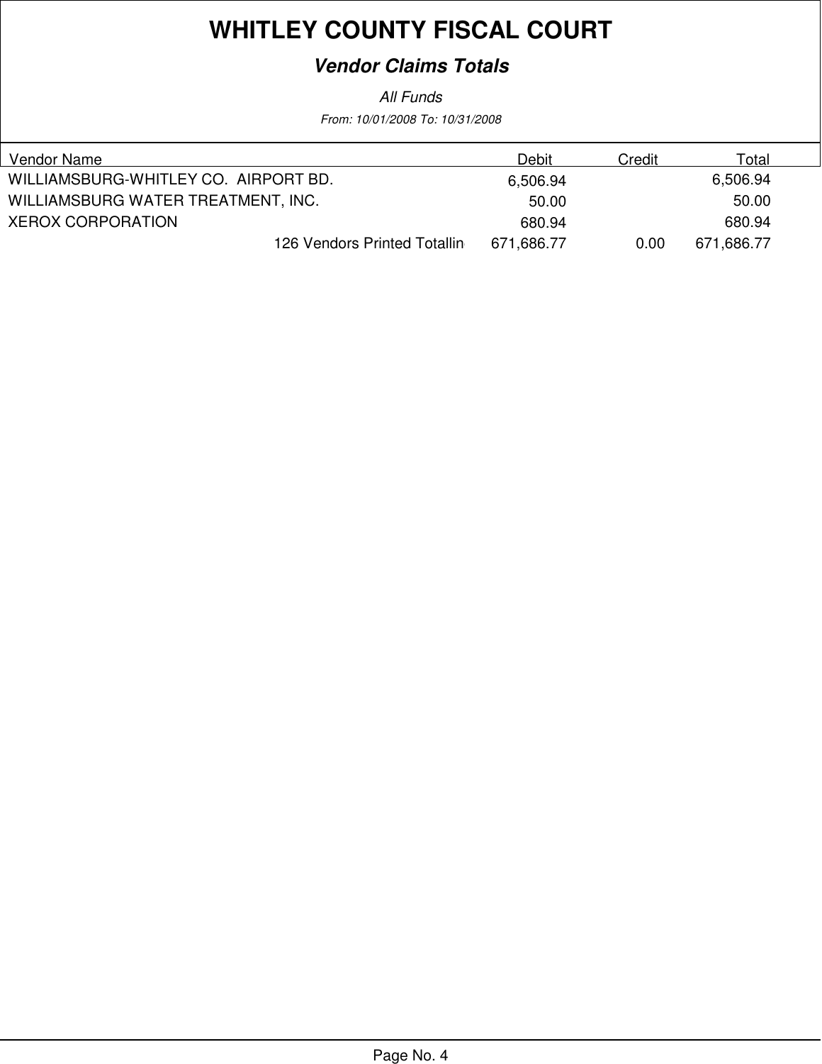# WHITLEY COUNTY FISCAL COURT

***Vendor Claims Totals***

*All Funds*

*From: 10/01/2008 To: 10/31/2008*

| Vendor Name | Debit | Credit | Total |
|---|---|---|---|
| WILLIAMSBURG-WHITLEY CO. AIRPORT BD. | 6,506.94 | | 6,506.94 |
| WILLIAMSBURG WATER TREATMENT, INC. | 50.00 | | 50.00 |
| XEROX CORPORATION | 680.94 | | 680.94 |
| 126 Vendors Printed Totallin | 671,686.77 | 0.00 | 671,686.77 |